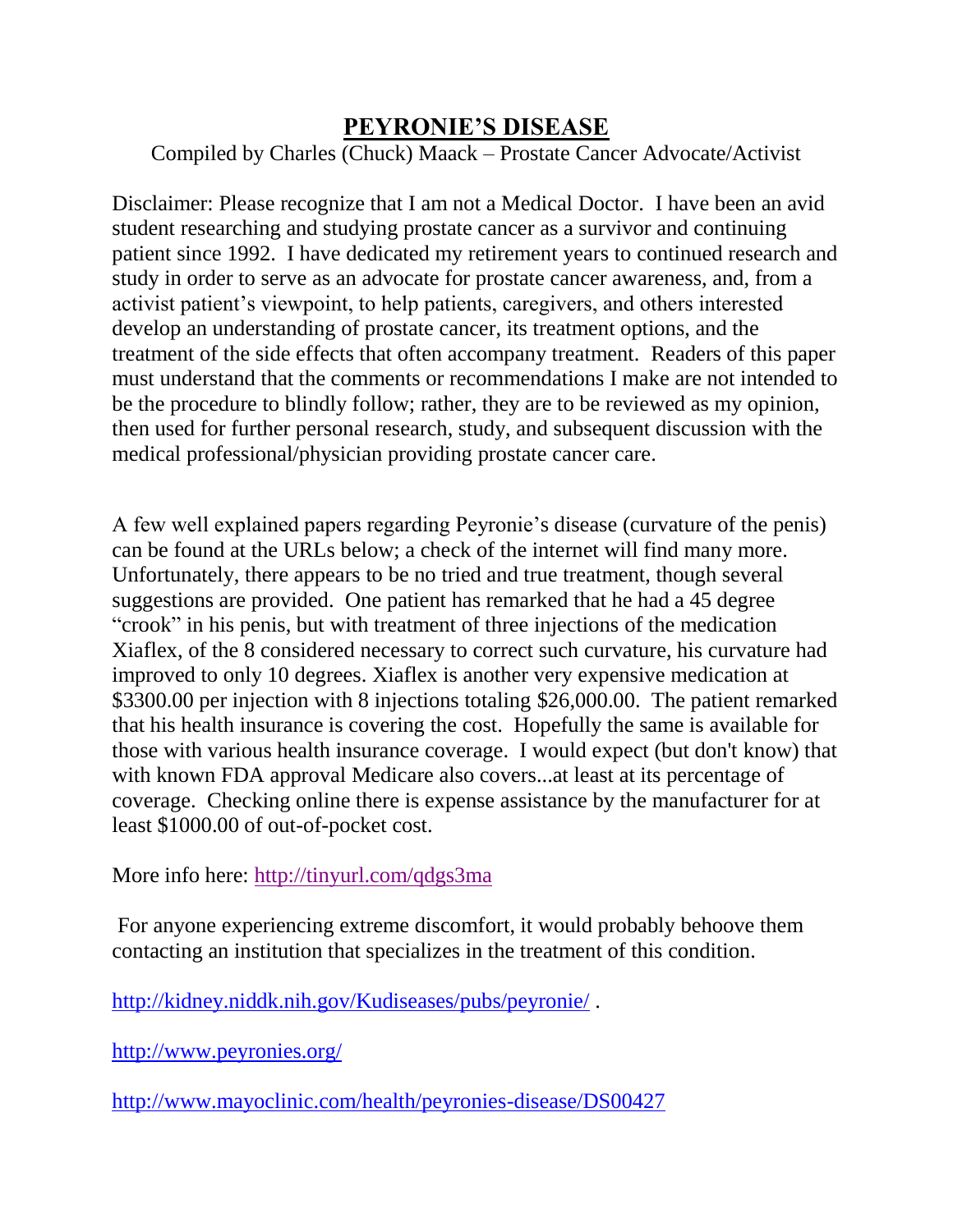# PEYRONIE'S DISEASE

Compiled by Charles (Chuck) Maack – Prostate Cancer Advocate/Activist

Disclaimer: Please recognize that I am not a Medical Doctor. I have been an avid student researching and studying prostate cancer as a survivor and continuing patient since 1992. I have dedicated my retirement years to continued research and study in order to serve as an advocate for prostate cancer awareness, and, from a activist patient's viewpoint, to help patients, caregivers, and others interested develop an understanding of prostate cancer, its treatment options, and the treatment of the side effects that often accompany treatment. Readers of this paper must understand that the comments or recommendations I make are not intended to be the procedure to blindly follow; rather, they are to be reviewed as my opinion, then used for further personal research, study, and subsequent discussion with the medical professional/physician providing prostate cancer care.

A few well explained papers regarding Peyronie's disease (curvature of the penis) can be found at the URLs below; a check of the internet will find many more. Unfortunately, there appears to be no tried and true treatment, though several suggestions are provided. One patient has remarked that he had a 45 degree "crook" in his penis, but with treatment of three injections of the medication Xiaflex, of the 8 considered necessary to correct such curvature, his curvature had improved to only 10 degrees. Xiaflex is another very expensive medication at $3300.00 per injection with 8 injections totaling $26,000.00. The patient remarked that his health insurance is covering the cost. Hopefully the same is available for those with various health insurance coverage. I would expect (but don't know) that with known FDA approval Medicare also covers...at least at its percentage of coverage. Checking online there is expense assistance by the manufacturer for at least $1000.00 of out-of-pocket cost.

More info here: http://tinyurl.com/qdgs3ma

For anyone experiencing extreme discomfort, it would probably behoove them contacting an institution that specializes in the treatment of this condition.

http://kidney.niddk.nih.gov/Kudiseases/pubs/peyronie/ .

http://www.peyronies.org/

http://www.mayoclinic.com/health/peyronies-disease/DS00427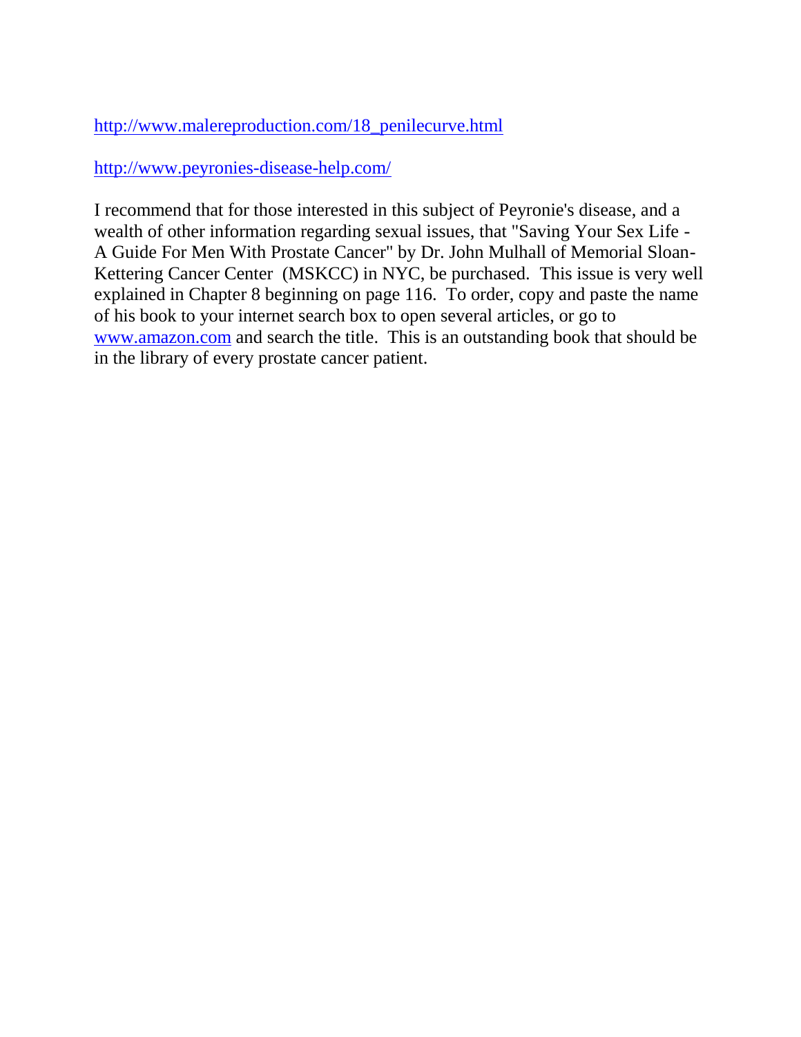http://www.malereproduction.com/18_penilecurve.html

http://www.peyronies-disease-help.com/

I recommend that for those interested in this subject of Peyronie's disease, and a wealth of other information regarding sexual issues, that "Saving Your Sex Life - A Guide For Men With Prostate Cancer" by Dr. John Mulhall of Memorial Sloan-Kettering Cancer Center (MSKCC) in NYC, be purchased. This issue is very well explained in Chapter 8 beginning on page 116. To order, copy and paste the name of his book to your internet search box to open several articles, or go to www.amazon.com and search the title. This is an outstanding book that should be in the library of every prostate cancer patient.